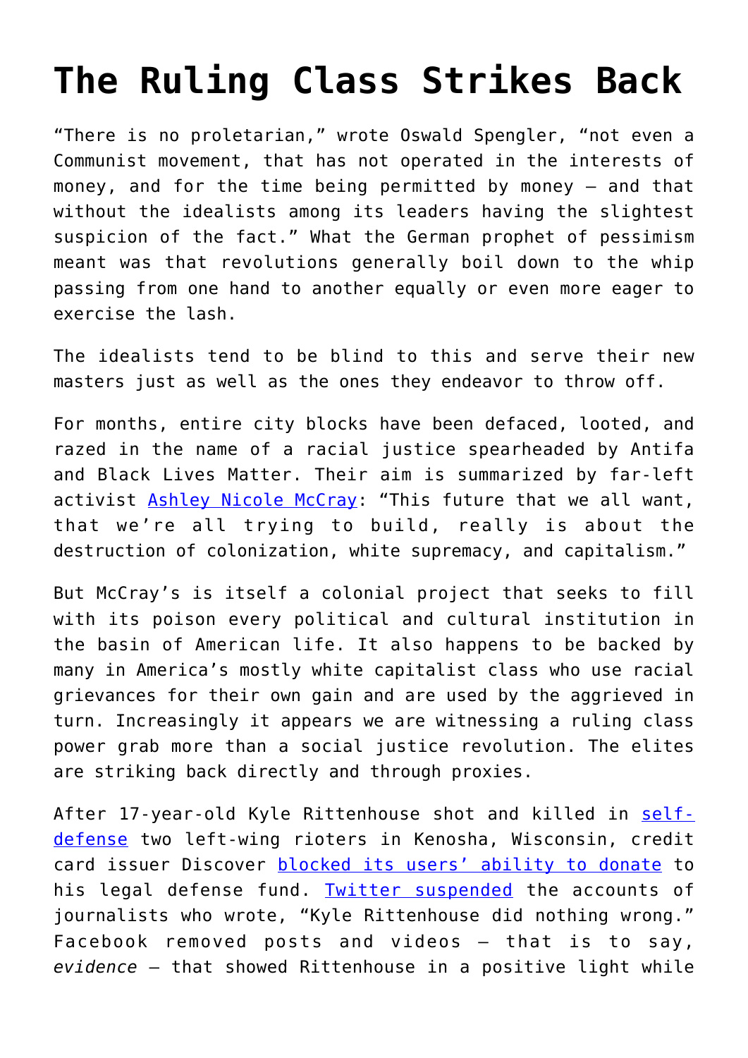# The Ruling Class Strikes Back

"There is no proletarian," wrote Oswald Spengler, "not even a Communist movement, that has not operated in the interests of money, and for the time being permitted by money — and that without the idealists among its leaders having the slightest suspicion of the fact." What the German prophet of pessimism meant was that revolutions generally boil down to the whip passing from one hand to another equally or even more eager to exercise the lash.

The idealists tend to be blind to this and serve their new masters just as well as the ones they endeavor to throw off.

For months, entire city blocks have been defaced, looted, and razed in the name of a racial justice spearheaded by Antifa and Black Lives Matter. Their aim is summarized by far-left activist Ashley Nicole McCray: "This future that we all want, that we're all trying to build, really is about the destruction of colonization, white supremacy, and capitalism."

But McCray's is itself a colonial project that seeks to fill with its poison every political and cultural institution in the basin of American life. It also happens to be backed by many in America's mostly white capitalist class who use racial grievances for their own gain and are used by the aggrieved in turn. Increasingly it appears we are witnessing a ruling class power grab more than a social justice revolution. The elites are striking back directly and through proxies.

After 17-year-old Kyle Rittenhouse shot and killed in self-defense two left-wing rioters in Kenosha, Wisconsin, credit card issuer Discover blocked its users' ability to donate to his legal defense fund. Twitter suspended the accounts of journalists who wrote, "Kyle Rittenhouse did nothing wrong." Facebook removed posts and videos — that is to say, *evidence* — that showed Rittenhouse in a positive light while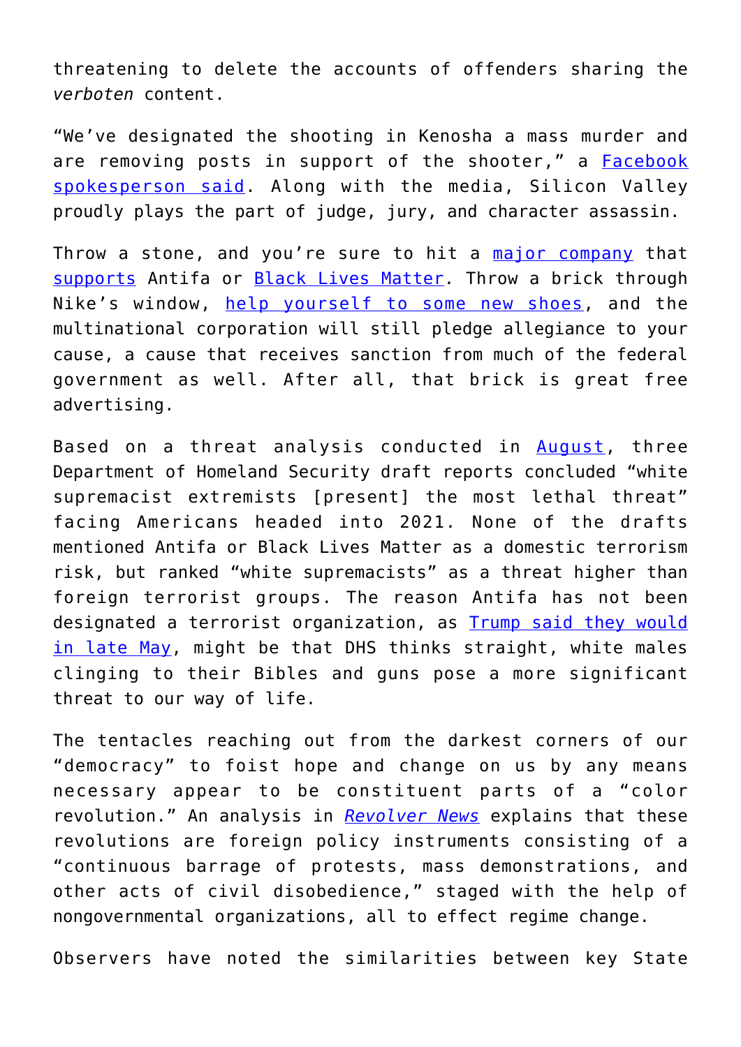threatening to delete the accounts of offenders sharing the *verboten* content.

"We've designated the shooting in Kenosha a mass murder and are removing posts in support of the shooter," a Facebook spokesperson said. Along with the media, Silicon Valley proudly plays the part of judge, jury, and character assassin.

Throw a stone, and you're sure to hit a major company that supports Antifa or Black Lives Matter. Throw a brick through Nike's window, help yourself to some new shoes, and the multinational corporation will still pledge allegiance to your cause, a cause that receives sanction from much of the federal government as well. After all, that brick is great free advertising.

Based on a threat analysis conducted in August, three Department of Homeland Security draft reports concluded "white supremacist extremists [present] the most lethal threat" facing Americans headed into 2021. None of the drafts mentioned Antifa or Black Lives Matter as a domestic terrorism risk, but ranked "white supremacists" as a threat higher than foreign terrorist groups. The reason Antifa has not been designated a terrorist organization, as Trump said they would in late May, might be that DHS thinks straight, white males clinging to their Bibles and guns pose a more significant threat to our way of life.

The tentacles reaching out from the darkest corners of our "democracy" to foist hope and change on us by any means necessary appear to be constituent parts of a "color revolution." An analysis in *Revolver News* explains that these revolutions are foreign policy instruments consisting of a "continuous barrage of protests, mass demonstrations, and other acts of civil disobedience," staged with the help of nongovernmental organizations, all to effect regime change.

Observers have noted the similarities between key State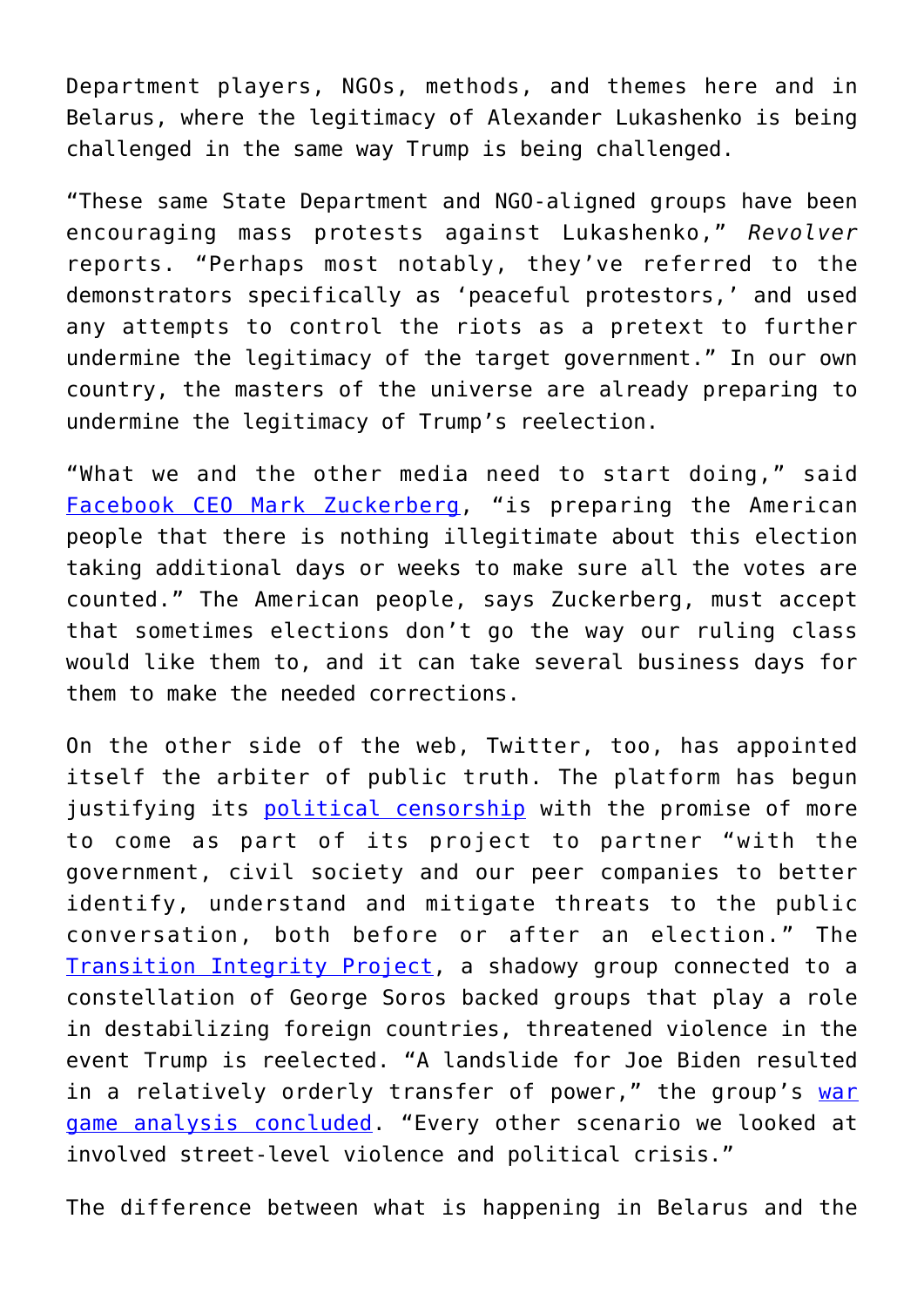Department players, NGOs, methods, and themes here and in Belarus, where the legitimacy of Alexander Lukashenko is being challenged in the same way Trump is being challenged.

"These same State Department and NGO-aligned groups have been encouraging mass protests against Lukashenko," *Revolver* reports. "Perhaps most notably, they've referred to the demonstrators specifically as 'peaceful protestors,' and used any attempts to control the riots as a pretext to further undermine the legitimacy of the target government." In our own country, the masters of the universe are already preparing to undermine the legitimacy of Trump's reelection.

"What we and the other media need to start doing," said [Facebook CEO Mark Zuckerberg](), "is preparing the American people that there is nothing illegitimate about this election taking additional days or weeks to make sure all the votes are counted." The American people, says Zuckerberg, must accept that sometimes elections don't go the way our ruling class would like them to, and it can take several business days for them to make the needed corrections.

On the other side of the web, Twitter, too, has appointed itself the arbiter of public truth. The platform has begun justifying its [political censorship]() with the promise of more to come as part of its project to partner "with the government, civil society and our peer companies to better identify, understand and mitigate threats to the public conversation, both before or after an election." The [Transition Integrity Project](), a shadowy group connected to a constellation of George Soros backed groups that play a role in destabilizing foreign countries, threatened violence in the event Trump is reelected. "A landslide for Joe Biden resulted in a relatively orderly transfer of power," the group's [war game analysis concluded](). "Every other scenario we looked at involved street-level violence and political crisis."

The difference between what is happening in Belarus and the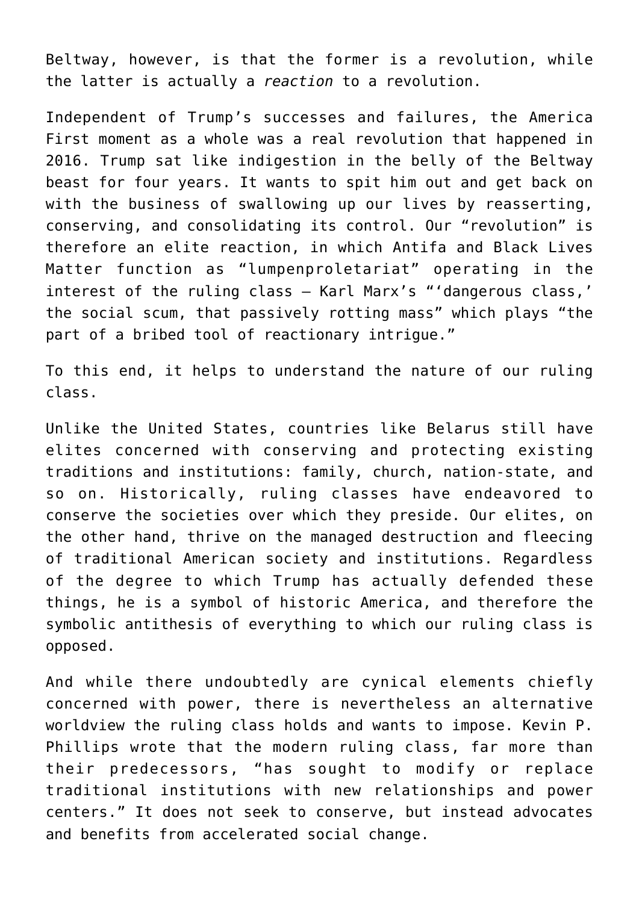Beltway, however, is that the former is a revolution, while the latter is actually a *reaction* to a revolution.

Independent of Trump's successes and failures, the America First moment as a whole was a real revolution that happened in 2016. Trump sat like indigestion in the belly of the Beltway beast for four years. It wants to spit him out and get back on with the business of swallowing up our lives by reasserting, conserving, and consolidating its control. Our "revolution" is therefore an elite reaction, in which Antifa and Black Lives Matter function as "lumpenproletariat" operating in the interest of the ruling class — Karl Marx's "'dangerous class,' the social scum, that passively rotting mass" which plays "the part of a bribed tool of reactionary intrigue."

To this end, it helps to understand the nature of our ruling class.

Unlike the United States, countries like Belarus still have elites concerned with conserving and protecting existing traditions and institutions: family, church, nation-state, and so on. Historically, ruling classes have endeavored to conserve the societies over which they preside. Our elites, on the other hand, thrive on the managed destruction and fleecing of traditional American society and institutions. Regardless of the degree to which Trump has actually defended these things, he is a symbol of historic America, and therefore the symbolic antithesis of everything to which our ruling class is opposed.

And while there undoubtedly are cynical elements chiefly concerned with power, there is nevertheless an alternative worldview the ruling class holds and wants to impose. Kevin P. Phillips wrote that the modern ruling class, far more than their predecessors, "has sought to modify or replace traditional institutions with new relationships and power centers." It does not seek to conserve, but instead advocates and benefits from accelerated social change.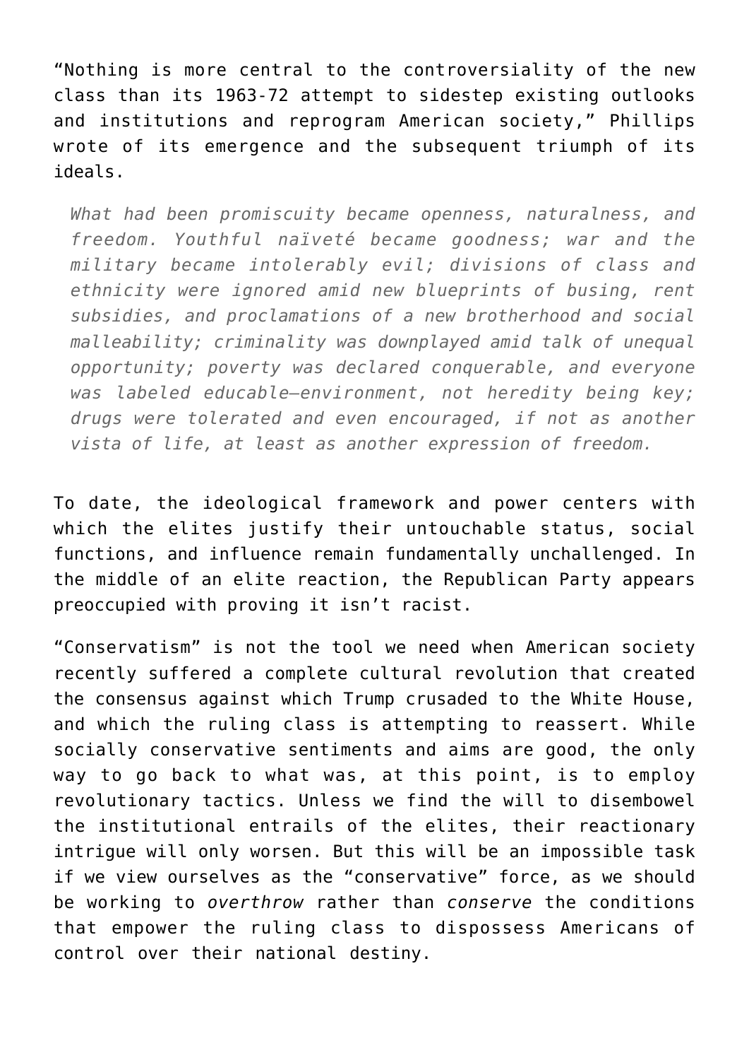"Nothing is more central to the controversiality of the new class than its 1963-72 attempt to sidestep existing outlooks and institutions and reprogram American society," Phillips wrote of its emergence and the subsequent triumph of its ideals.

> *What had been promiscuity became openness, naturalness, and freedom. Youthful naïveté became goodness; war and the military became intolerably evil; divisions of class and ethnicity were ignored amid new blueprints of busing, rent subsidies, and proclamations of a new brotherhood and social malleability; criminality was downplayed amid talk of unequal opportunity; poverty was declared conquerable, and everyone was labeled educable—environment, not heredity being key; drugs were tolerated and even encouraged, if not as another vista of life, at least as another expression of freedom.*

To date, the ideological framework and power centers with which the elites justify their untouchable status, social functions, and influence remain fundamentally unchallenged. In the middle of an elite reaction, the Republican Party appears preoccupied with proving it isn't racist.

"Conservatism" is not the tool we need when American society recently suffered a complete cultural revolution that created the consensus against which Trump crusaded to the White House, and which the ruling class is attempting to reassert. While socially conservative sentiments and aims are good, the only way to go back to what was, at this point, is to employ revolutionary tactics. Unless we find the will to disembowel the institutional entrails of the elites, their reactionary intrigue will only worsen. But this will be an impossible task if we view ourselves as the "conservative" force, as we should be working to *overthrow* rather than *conserve* the conditions that empower the ruling class to dispossess Americans of control over their national destiny.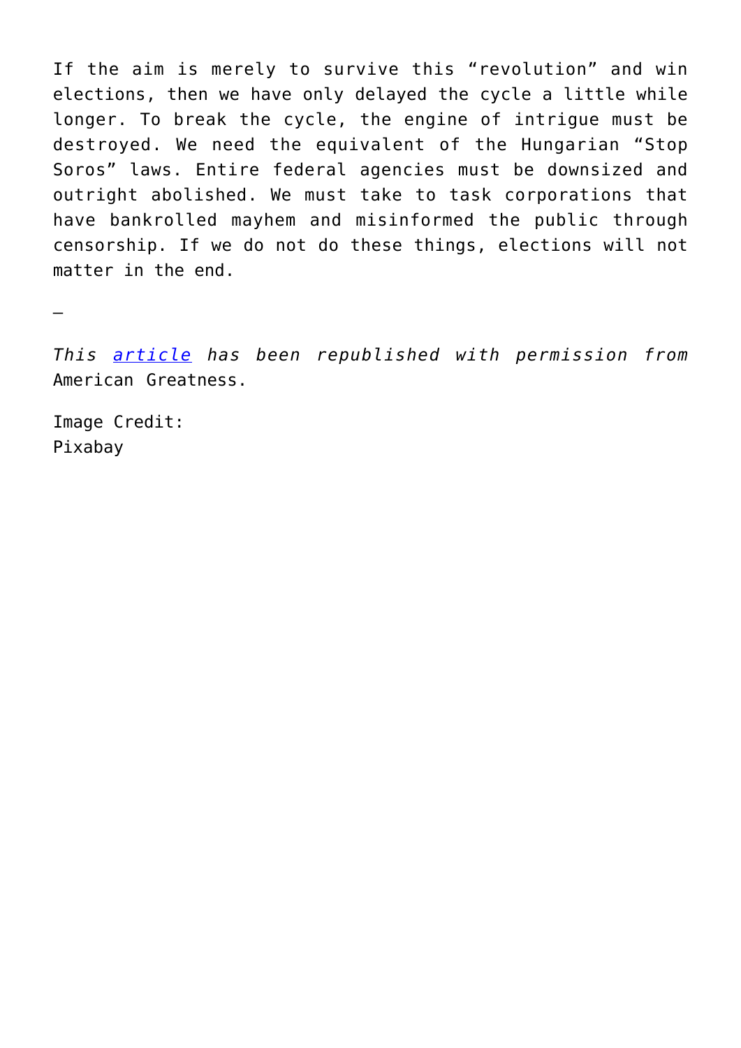If the aim is merely to survive this "revolution" and win elections, then we have only delayed the cycle a little while longer. To break the cycle, the engine of intrigue must be destroyed. We need the equivalent of the Hungarian "Stop Soros" laws. Entire federal agencies must be downsized and outright abolished. We must take to task corporations that have bankrolled mayhem and misinformed the public through censorship. If we do not do these things, elections will not matter in the end.

—

*This [article](#) has been republished with permission from* American Greatness.

Image Credit:
Pixabay